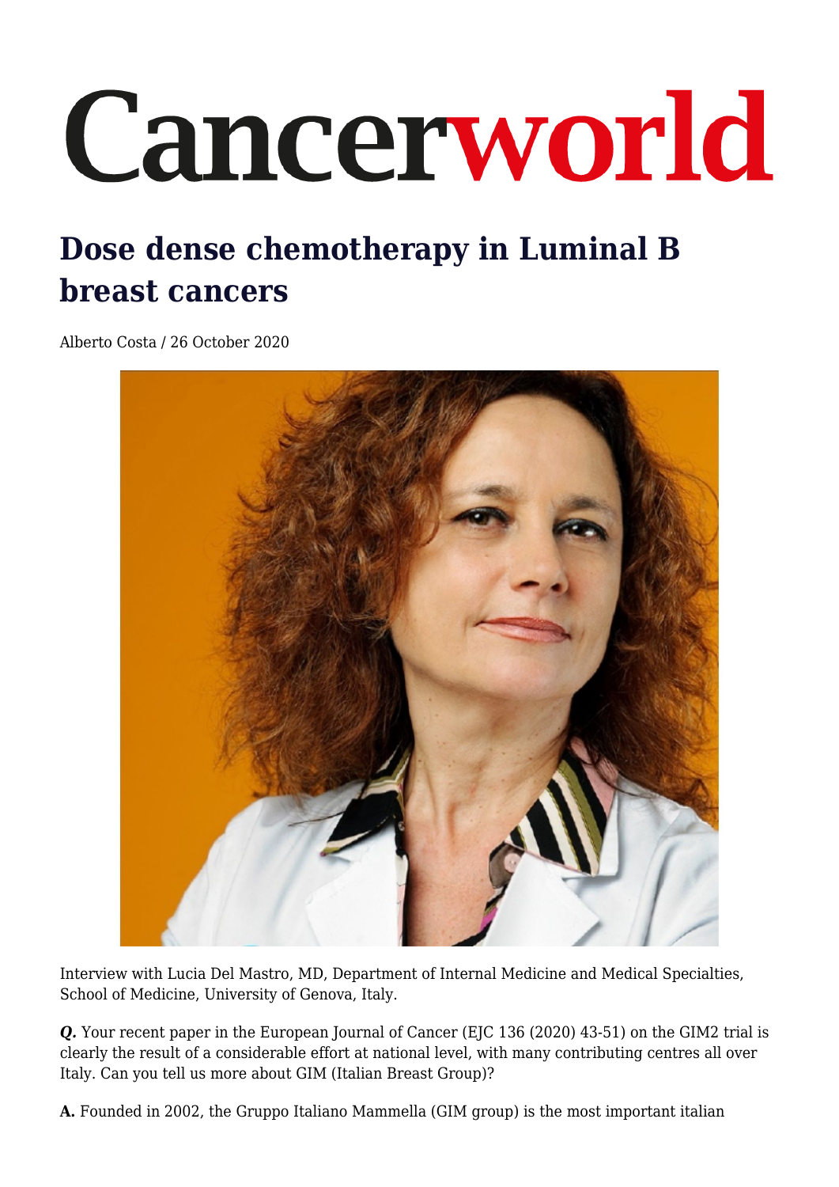# Cancerworld

# Dose dense chemotherapy in Luminal B breast cancers

Alberto Costa / 26 October 2020

Interview with Lucia Del Mastro, MD, Department of Internal Medicine and Medical Specialties, School of Medicine, University of Genova, Italy.

***Q.*** Your recent paper in the European Journal of Cancer (EJC 136 (2020) 43-51) on the GIM2 trial is clearly the result of a considerable effort at national level, with many contributing centres all over Italy. Can you tell us more about GIM (Italian Breast Group)?

**A.** Founded in 2002, the Gruppo Italiano Mammella (GIM group) is the most important italian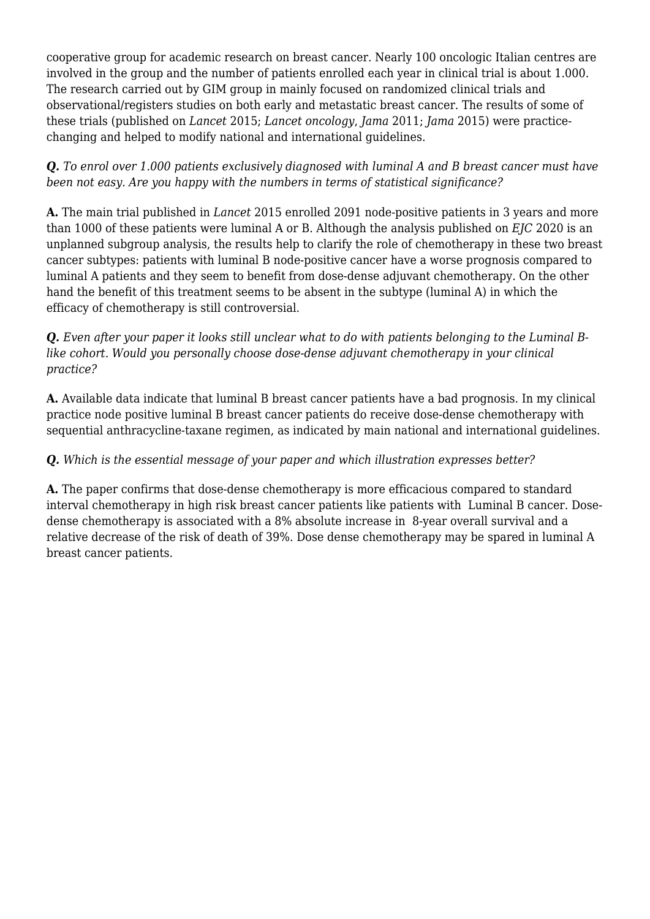cooperative group for academic research on breast cancer. Nearly 100 oncologic Italian centres are involved in the group and the number of patients enrolled each year in clinical trial is about 1.000. The research carried out by GIM group in mainly focused on randomized clinical trials and observational/registers studies on both early and metastatic breast cancer. The results of some of these trials (published on *Lancet* 2015; *Lancet oncology*, *Jama* 2011; *Jama* 2015) were practice-changing and helped to modify national and international guidelines.

***Q.*** *To enrol over 1.000 patients exclusively diagnosed with luminal A and B breast cancer must have been not easy. Are you happy with the numbers in terms of statistical significance?*

**A.** The main trial published in *Lancet* 2015 enrolled 2091 node-positive patients in 3 years and more than 1000 of these patients were luminal A or B. Although the analysis published on *EJC* 2020 is an unplanned subgroup analysis, the results help to clarify the role of chemotherapy in these two breast cancer subtypes: patients with luminal B node-positive cancer have a worse prognosis compared to luminal A patients and they seem to benefit from dose-dense adjuvant chemotherapy. On the other hand the benefit of this treatment seems to be absent in the subtype (luminal A) in which the efficacy of chemotherapy is still controversial.

***Q.*** *Even after your paper it looks still unclear what to do with patients belonging to the Luminal B-like cohort. Would you personally choose dose-dense adjuvant chemotherapy in your clinical practice?*

**A.** Available data indicate that luminal B breast cancer patients have a bad prognosis. In my clinical practice node positive luminal B breast cancer patients do receive dose-dense chemotherapy with sequential anthracycline-taxane regimen, as indicated by main national and international guidelines.

***Q.*** *Which is the essential message of your paper and which illustration expresses better?*

**A.** The paper confirms that dose-dense chemotherapy is more efficacious compared to standard interval chemotherapy in high risk breast cancer patients like patients with Luminal B cancer. Dose-dense chemotherapy is associated with a 8% absolute increase in 8-year overall survival and a relative decrease of the risk of death of 39%. Dose dense chemotherapy may be spared in luminal A breast cancer patients.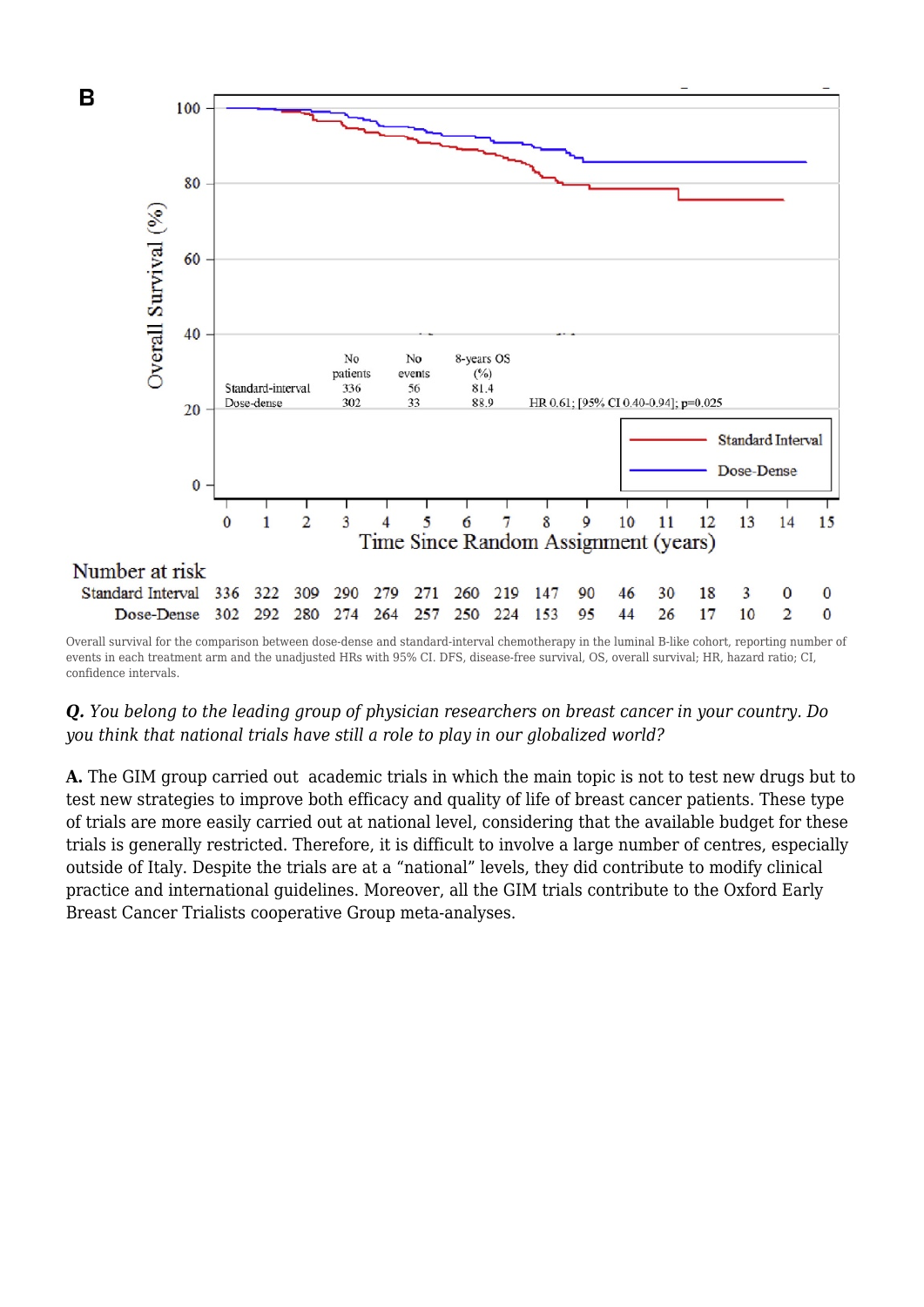B

100
80
60
40
20
0

Overall Survival (%)

| | No patients | No events | 8-years OS (%) |
|---|---|---|---|
| Standard-interval | 336 | 56 | 81.4 |
| Dose-dense | 302 | 33 | 88.9 |

HR 0.61; [95% CI 0.40-0.94]; p=0.025

Standard Interval
Dose-Dense

0 1 2 3 4 5 6 7 8 9 10 11 12 13 14 15

Time Since Random Assignment (years)

Number at risk

Standard Interval 336 322 309 290 279 271 260 219 147 90 46 30 18 3 0 0

Dose-Dense 302 292 280 274 264 257 250 224 153 95 44 26 17 10 2 0

Overall survival for the comparison between dose-dense and standard-interval chemotherapy in the luminal B-like cohort, reporting number of events in each treatment arm and the unadjusted HRs with 95% CI. DFS, disease-free survival, OS, overall survival; HR, hazard ratio; CI, confidence intervals.

***Q.** You belong to the leading group of physician researchers on breast cancer in your country. Do you think that national trials have still a role to play in our globalized world?*

**A.** The GIM group carried out academic trials in which the main topic is not to test new drugs but to test new strategies to improve both efficacy and quality of life of breast cancer patients. These type of trials are more easily carried out at national level, considering that the available budget for these trials is generally restricted. Therefore, it is difficult to involve a large number of centres, especially outside of Italy. Despite the trials are at a "national" levels, they did contribute to modify clinical practice and international guidelines. Moreover, all the GIM trials contribute to the Oxford Early Breast Cancer Trialists cooperative Group meta-analyses.